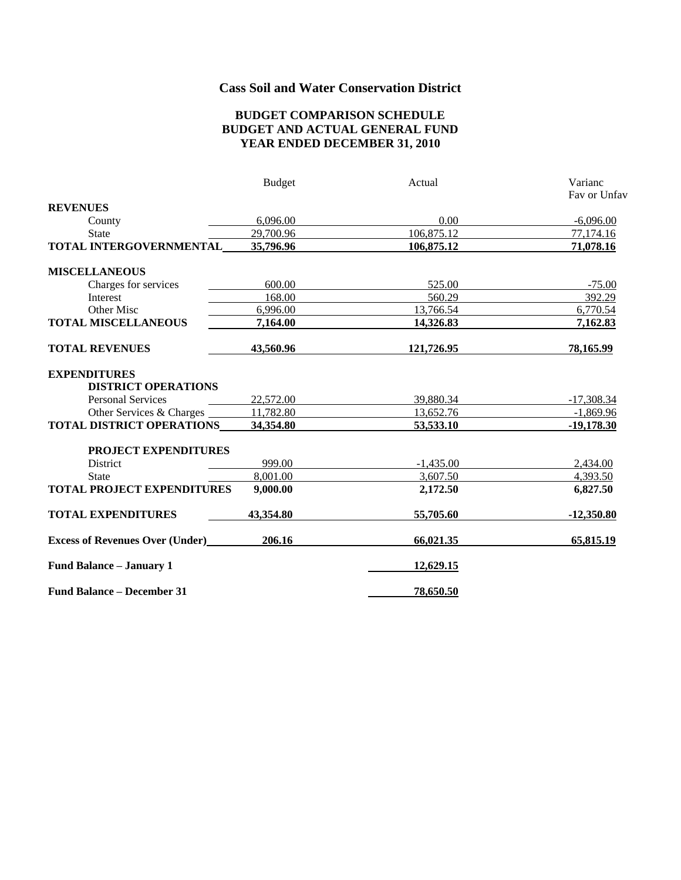## Cass Soil and Water Conservation District

### BUDGET COMPARISON SCHEDULE
### BUDGET AND ACTUAL GENERAL FUND
### YEAR ENDED DECEMBER 31, 2010

| | Budget | Actual | Varianc Fav or Unfav |
|---|---|---|---|
| **REVENUES** | | | |
| County | 6,096.00 | 0.00 | -6,096.00 |
| State | 29,700.96 | 106,875.12 | 77,174.16 |
| **TOTAL INTERGOVERNMENTAL** | **35,796.96** | **106,875.12** | **71,078.16** |
| **MISCELLANEOUS** | | | |
| Charges for services | 600.00 | 525.00 | -75.00 |
| Interest | 168.00 | 560.29 | 392.29 |
| Other Misc | 6,996.00 | 13,766.54 | 6,770.54 |
| **TOTAL MISCELLANEOUS** | **7,164.00** | **14,326.83** | **7,162.83** |
| **TOTAL REVENUES** | **43,560.96** | **121,726.95** | **78,165.99** |
| **EXPENDITURES** | | | |
| **DISTRICT OPERATIONS** | | | |
| Personal Services | 22,572.00 | 39,880.34 | -17,308.34 |
| Other Services & Charges | 11,782.80 | 13,652.76 | -1,869.96 |
| **TOTAL DISTRICT OPERATIONS** | **34,354.80** | **53,533.10** | **-19,178.30** |
| **PROJECT EXPENDITURES** | | | |
| District | 999.00 | -1,435.00 | 2,434.00 |
| State | 8,001.00 | 3,607.50 | 4,393.50 |
| **TOTAL PROJECT EXPENDITURES** | **9,000.00** | **2,172.50** | **6,827.50** |
| **TOTAL EXPENDITURES** | **43,354.80** | **55,705.60** | **-12,350.80** |
| **Excess of Revenues Over (Under)** | **206.16** | **66,021.35** | **65,815.19** |
| **Fund Balance – January 1** | | **12,629.15** | |
| **Fund Balance – December 31** | | **78,650.50** | |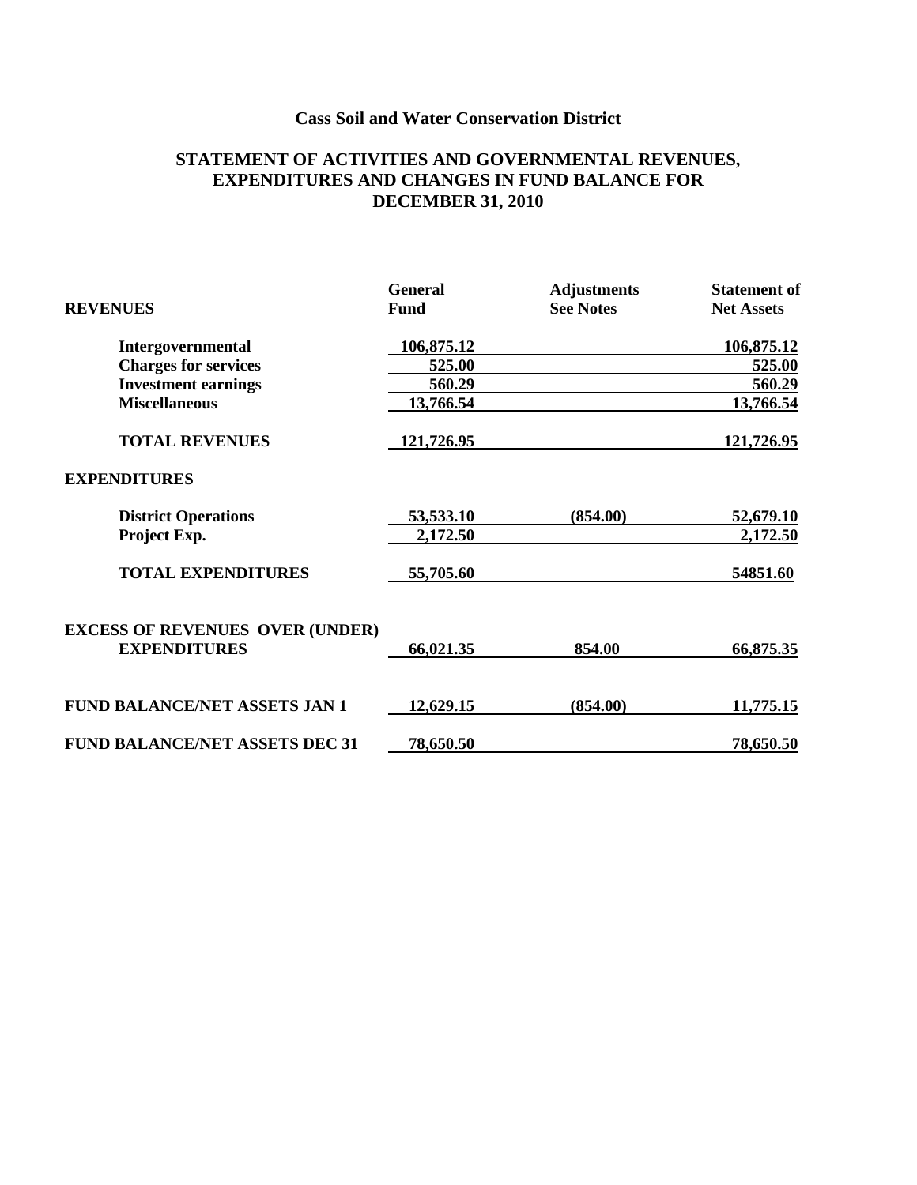# Cass Soil and Water Conservation District

## STATEMENT OF ACTIVITIES AND GOVERNMENTAL REVENUES, EXPENDITURES AND CHANGES IN FUND BALANCE FOR DECEMBER 31, 2010

| REVENUES | General Fund | Adjustments See Notes | Statement of Net Assets |
|---|---|---|---|
| **Intergovernmental** | 106,875.12 | | 106,875.12 |
| **Charges for services** | 525.00 | | 525.00 |
| **Investment earnings** | 560.29 | | 560.29 |
| **Miscellaneous** | 13,766.54 | | 13,766.54 |
| **TOTAL REVENUES** | 121,726.95 | | 121,726.95 |
| **EXPENDITURES** | | | |
| **District Operations** | 53,533.10 | (854.00) | 52,679.10 |
| **Project Exp.** | 2,172.50 | | 2,172.50 |
| **TOTAL EXPENDITURES** | 55,705.60 | | 54851.60 |
| **EXCESS OF REVENUES OVER (UNDER) EXPENDITURES** | 66,021.35 | 854.00 | 66,875.35 |
| **FUND BALANCE/NET ASSETS JAN 1** | 12,629.15 | (854.00) | 11,775.15 |
| **FUND BALANCE/NET ASSETS DEC 31** | 78,650.50 | | 78,650.50 |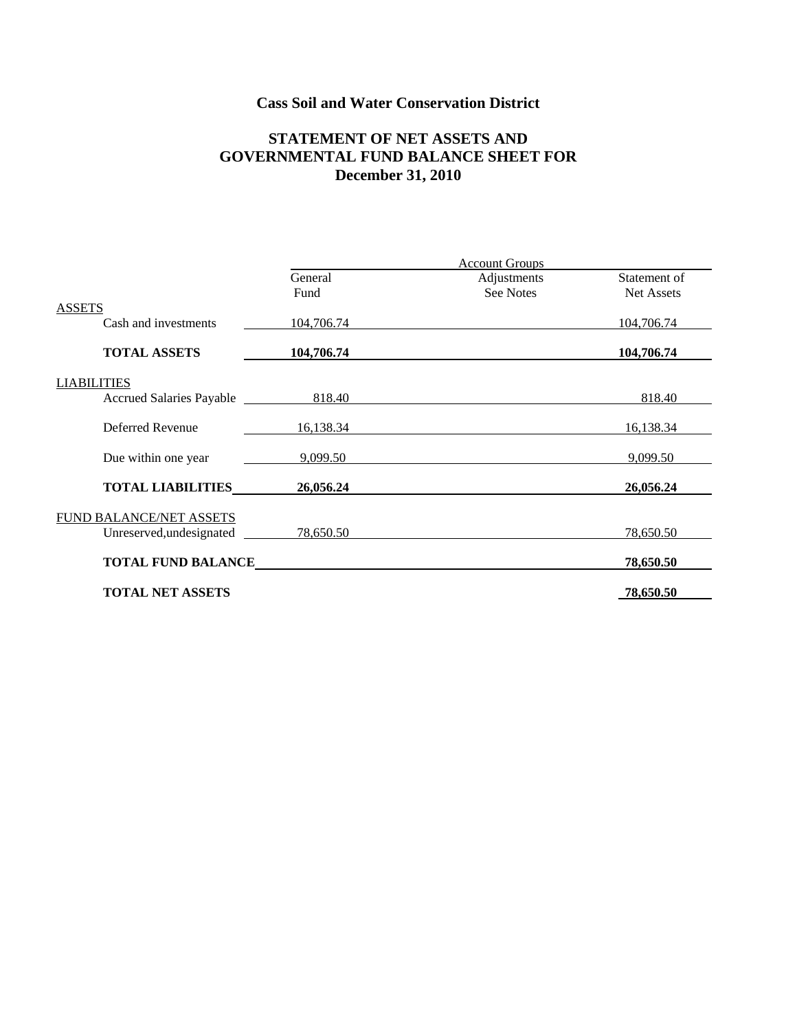# Cass Soil and Water Conservation District

## STATEMENT OF NET ASSETS AND GOVERNMENTAL FUND BALANCE SHEET FOR December 31, 2010

| | Account Groups | | |
|---|---|---|---|
| | General Fund | Adjustments See Notes | Statement of Net Assets |
| ASSETS | | | |
| Cash and investments | 104,706.74 | | 104,706.74 |
| **TOTAL ASSETS** | **104,706.74** | | **104,706.74** |
| LIABILITIES | | | |
| Accrued Salaries Payable | 818.40 | | 818.40 |
| Deferred Revenue | 16,138.34 | | 16,138.34 |
| Due within one year | 9,099.50 | | 9,099.50 |
| **TOTAL LIABILITIES** | **26,056.24** | | **26,056.24** |
| FUND BALANCE/NET ASSETS | | | |
| Unreserved,undesignated | 78,650.50 | | 78,650.50 |
| **TOTAL FUND BALANCE** | | | **78,650.50** |
| **TOTAL NET ASSETS** | | | **78,650.50** |